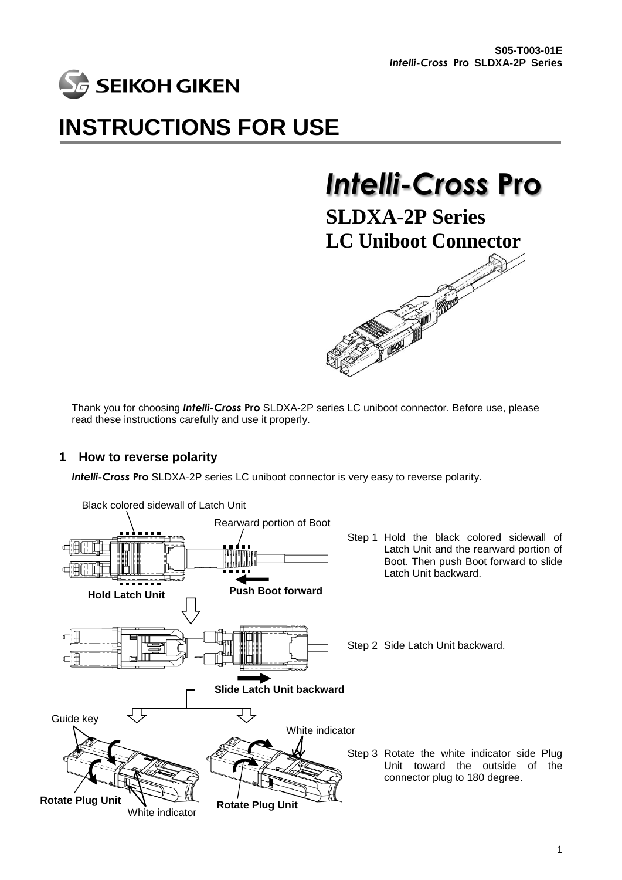S05-T003-01E
*Intelli-Cross* **Pro** SLDXA-2P Series

SEIKOH GIKEN

# INSTRUCTIONS FOR USE

## *Intelli-Cross* Pro

**SLDXA-2P Series**
**LC Uniboot Connector**

Thank you for choosing ***Intelli-Cross* Pro** SLDXA-2P series LC uniboot connector. Before use, please read these instructions carefully and use it properly.

## 1 How to reverse polarity

***Intelli-Cross* Pro** SLDXA-2P series LC uniboot connector is very easy to reverse polarity.

Black colored sidewall of Latch Unit

Rearward portion of Boot

**Hold Latch Unit**

**Push Boot forward**

Step 1 Hold the black colored sidewall of Latch Unit and the rearward portion of Boot. Then push Boot forward to slide Latch Unit backward.

**Slide Latch Unit backward**

Step 2 Side Latch Unit backward.

Guide key

White indicator

**Rotate Plug Unit**

White indicator

**Rotate Plug Unit**

Step 3 Rotate the white indicator side Plug Unit toward the outside of the connector plug to 180 degree.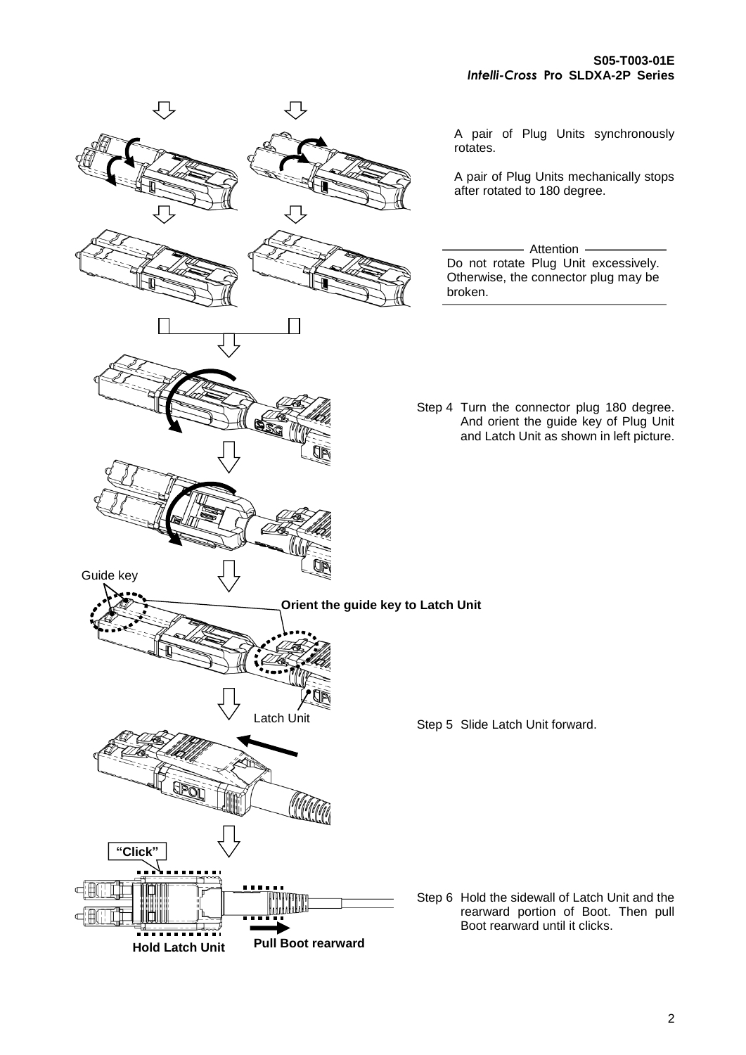A pair of Plug Units synchronously rotates.

A pair of Plug Units mechanically stops after rotated to 180 degree.

**Attention**

Do not rotate Plug Unit excessively. Otherwise, the connector plug may be broken.

Step 4 Turn the connector plug 180 degree. And orient the guide key of Plug Unit and Latch Unit as shown in left picture.

Guide key

**Orient the guide key to Latch Unit**

Latch Unit

Step 5 Slide Latch Unit forward.

**"Click"**

**Hold Latch Unit**

**Pull Boot rearward**

Step 6 Hold the sidewall of Latch Unit and the rearward portion of Boot. Then pull Boot rearward until it clicks.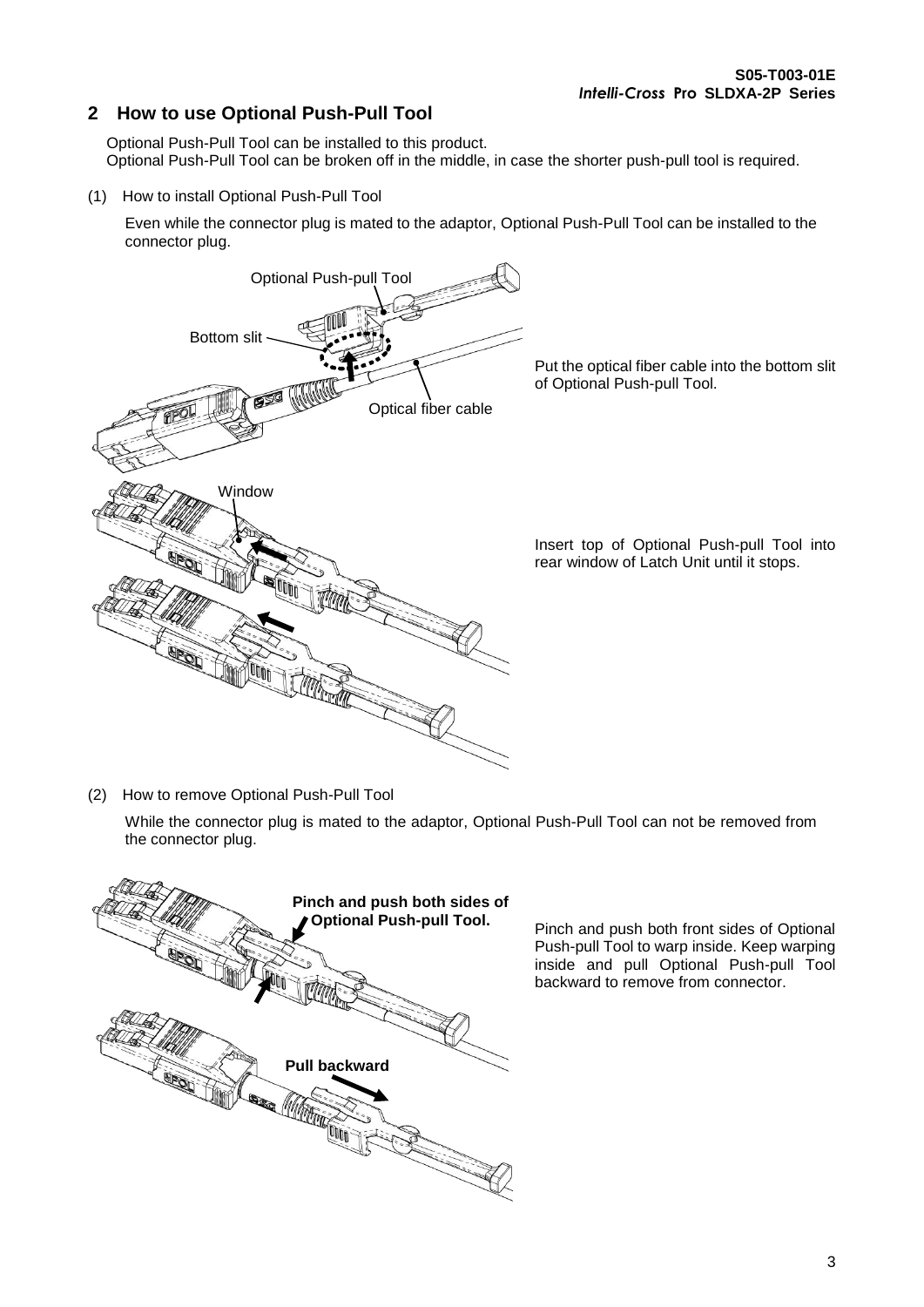## 2 How to use Optional Push-Pull Tool

Optional Push-Pull Tool can be installed to this product.
Optional Push-Pull Tool can be broken off in the middle, in case the shorter push-pull tool is required.

(1) How to install Optional Push-Pull Tool

Even while the connector plug is mated to the adaptor, Optional Push-Pull Tool can be installed to the connector plug.

Optional Push-pull Tool

Bottom slit

Optical fiber cable

Put the optical fiber cable into the bottom slit of Optional Push-pull Tool.

Window

Insert top of Optional Push-pull Tool into rear window of Latch Unit until it stops.

(2) How to remove Optional Push-Pull Tool

While the connector plug is mated to the adaptor, Optional Push-Pull Tool can not be removed from the connector plug.

**Pinch and push both sides of Optional Push-pull Tool.**

Pinch and push both front sides of Optional Push-pull Tool to warp inside. Keep warping inside and pull Optional Push-pull Tool backward to remove from connector.

**Pull backward**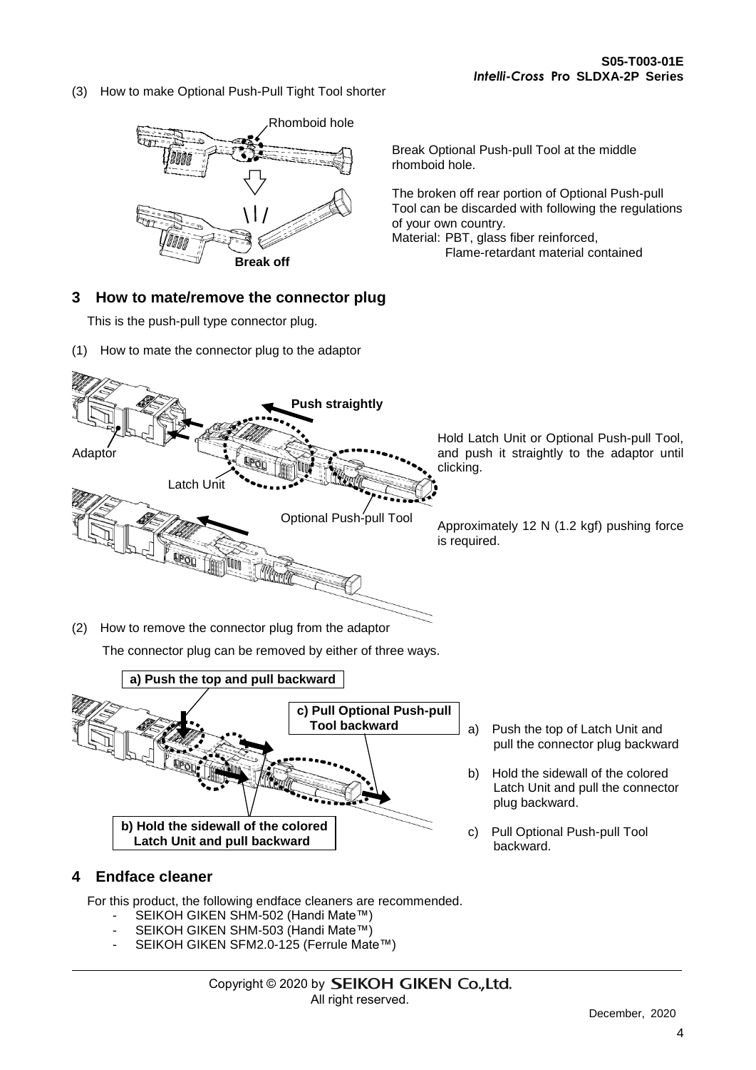(3) How to make Optional Push-Pull Tight Tool shorter

Rhomboid hole

Break off

Break Optional Push-pull Tool at the middle rhomboid hole.

The broken off rear portion of Optional Push-pull Tool can be discarded with following the regulations of your own country.
Material: PBT, glass fiber reinforced,
Flame-retardant material contained

## 3 How to mate/remove the connector plug

This is the push-pull type connector plug.

(1) How to mate the connector plug to the adaptor

Push straightly

Adaptor

Latch Unit

Optional Push-pull Tool

Hold Latch Unit or Optional Push-pull Tool, and push it straightly to the adaptor until clicking.

Approximately 12 N (1.2 kgf) pushing force is required.

(2) How to remove the connector plug from the adaptor

The connector plug can be removed by either of three ways.

**a) Push the top and pull backward**

**c) Pull Optional Push-pull Tool backward**

**b) Hold the sidewall of the colored Latch Unit and pull backward**

a) Push the top of Latch Unit and pull the connector plug backward

b) Hold the sidewall of the colored Latch Unit and pull the connector plug backward.

c) Pull Optional Push-pull Tool backward.

## 4 Endface cleaner

For this product, the following endface cleaners are recommended.

- SEIKOH GIKEN SHM-502 (Handi Mate™)
- SEIKOH GIKEN SHM-503 (Handi Mate™)
- SEIKOH GIKEN SFM2.0-125 (Ferrule Mate™)

Copyright © 2020 by SEIKOH GIKEN Co.,Ltd.
All right reserved.

December, 2020